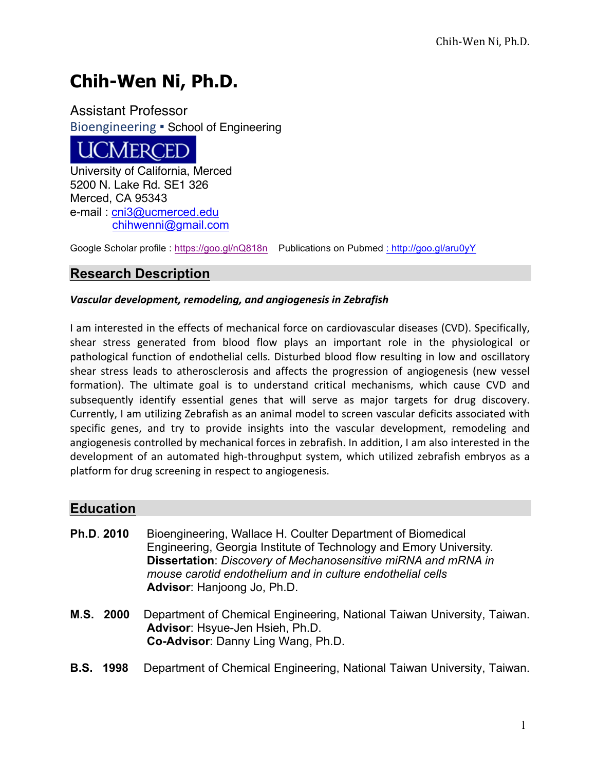# Chih-Wen Ni, Ph.D.

Assistant Professor
Bioengineering ▪ School of Engineering

UCMERCED

University of California, Merced
5200 N. Lake Rd. SE1 326
Merced, CA 95343
e-mail : cni3@ucmerced.edu
chihwenni@gmail.com

Google Scholar profile : https://goo.gl/nQ818n    Publications on Pubmed : http://goo.gl/aru0yY

## Research Description

***Vascular development, remodeling, and angiogenesis in Zebrafish***

I am interested in the effects of mechanical force on cardiovascular diseases (CVD). Specifically, shear stress generated from blood flow plays an important role in the physiological or pathological function of endothelial cells. Disturbed blood flow resulting in low and oscillatory shear stress leads to atherosclerosis and affects the progression of angiogenesis (new vessel formation). The ultimate goal is to understand critical mechanisms, which cause CVD and subsequently identify essential genes that will serve as major targets for drug discovery. Currently, I am utilizing Zebrafish as an animal model to screen vascular deficits associated with specific genes, and try to provide insights into the vascular development, remodeling and angiogenesis controlled by mechanical forces in zebrafish. In addition, I am also interested in the development of an automated high-throughput system, which utilized zebrafish embryos as a platform for drug screening in respect to angiogenesis.

## Education

**Ph.D. 2010** Bioengineering, Wallace H. Coulter Department of Biomedical Engineering, Georgia Institute of Technology and Emory University.
**Dissertation**: *Discovery of Mechanosensitive miRNA and mRNA in mouse carotid endothelium and in culture endothelial cells*
**Advisor**: Hanjoong Jo, Ph.D.

**M.S. 2000** Department of Chemical Engineering, National Taiwan University, Taiwan.
**Advisor**: Hsyue-Jen Hsieh, Ph.D.
**Co-Advisor**: Danny Ling Wang, Ph.D.

**B.S. 1998** Department of Chemical Engineering, National Taiwan University, Taiwan.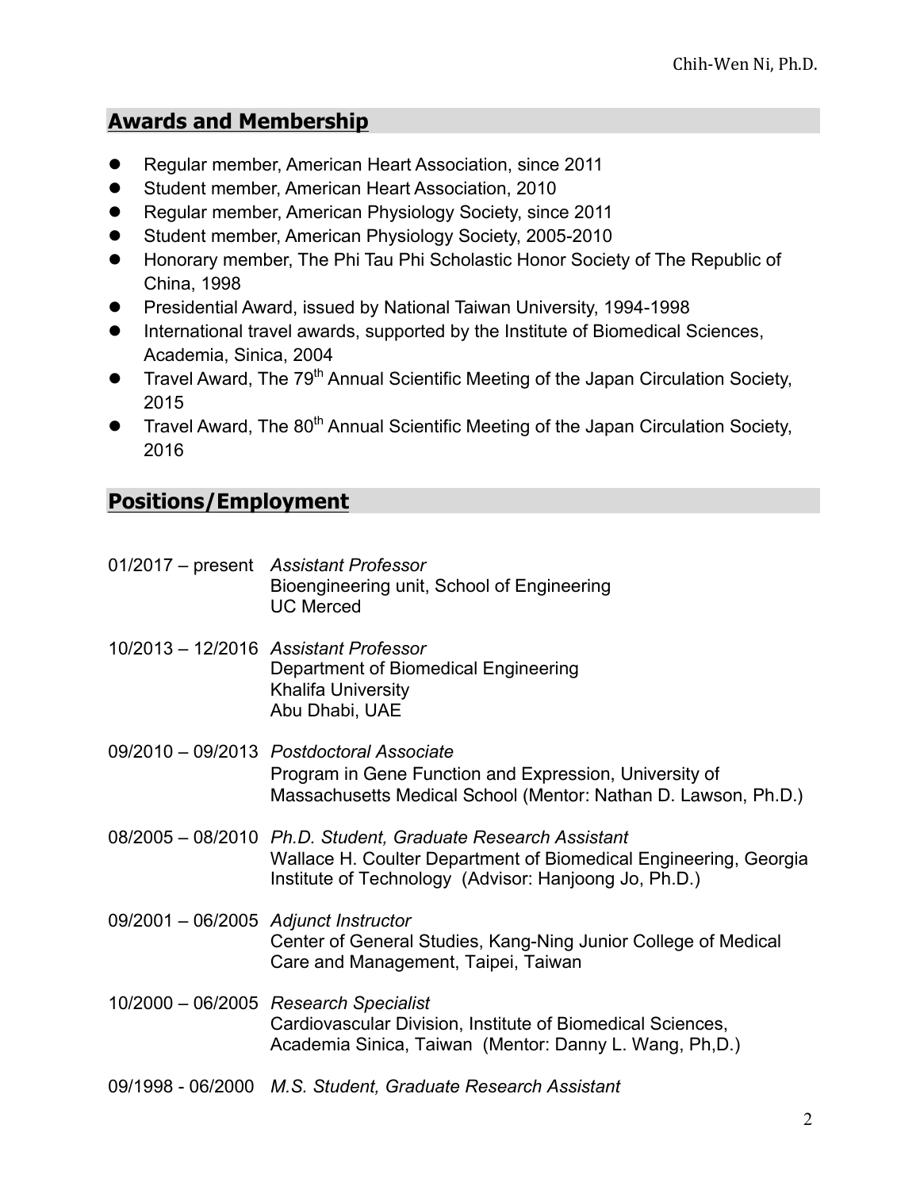## Awards and Membership

- Regular member, American Heart Association, since 2011
- Student member, American Heart Association, 2010
- Regular member, American Physiology Society, since 2011
- Student member, American Physiology Society, 2005-2010
- Honorary member, The Phi Tau Phi Scholastic Honor Society of The Republic of China, 1998
- Presidential Award, issued by National Taiwan University, 1994-1998
- International travel awards, supported by the Institute of Biomedical Sciences, Academia, Sinica, 2004
- Travel Award, The 79th Annual Scientific Meeting of the Japan Circulation Society, 2015
- Travel Award, The 80th Annual Scientific Meeting of the Japan Circulation Society, 2016

## Positions/Employment

01/2017 – present *Assistant Professor*
Bioengineering unit, School of Engineering
UC Merced

10/2013 – 12/2016 *Assistant Professor*
Department of Biomedical Engineering
Khalifa University
Abu Dhabi, UAE

09/2010 – 09/2013 *Postdoctoral Associate*
Program in Gene Function and Expression, University of Massachusetts Medical School (Mentor: Nathan D. Lawson, Ph.D.)

08/2005 – 08/2010 *Ph.D. Student, Graduate Research Assistant*
Wallace H. Coulter Department of Biomedical Engineering, Georgia Institute of Technology (Advisor: Hanjoong Jo, Ph.D.)

09/2001 – 06/2005 *Adjunct Instructor*
Center of General Studies, Kang-Ning Junior College of Medical Care and Management, Taipei, Taiwan

10/2000 – 06/2005 *Research Specialist*
Cardiovascular Division, Institute of Biomedical Sciences, Academia Sinica, Taiwan (Mentor: Danny L. Wang, Ph,D.)

09/1998 - 06/2000 *M.S. Student, Graduate Research Assistant*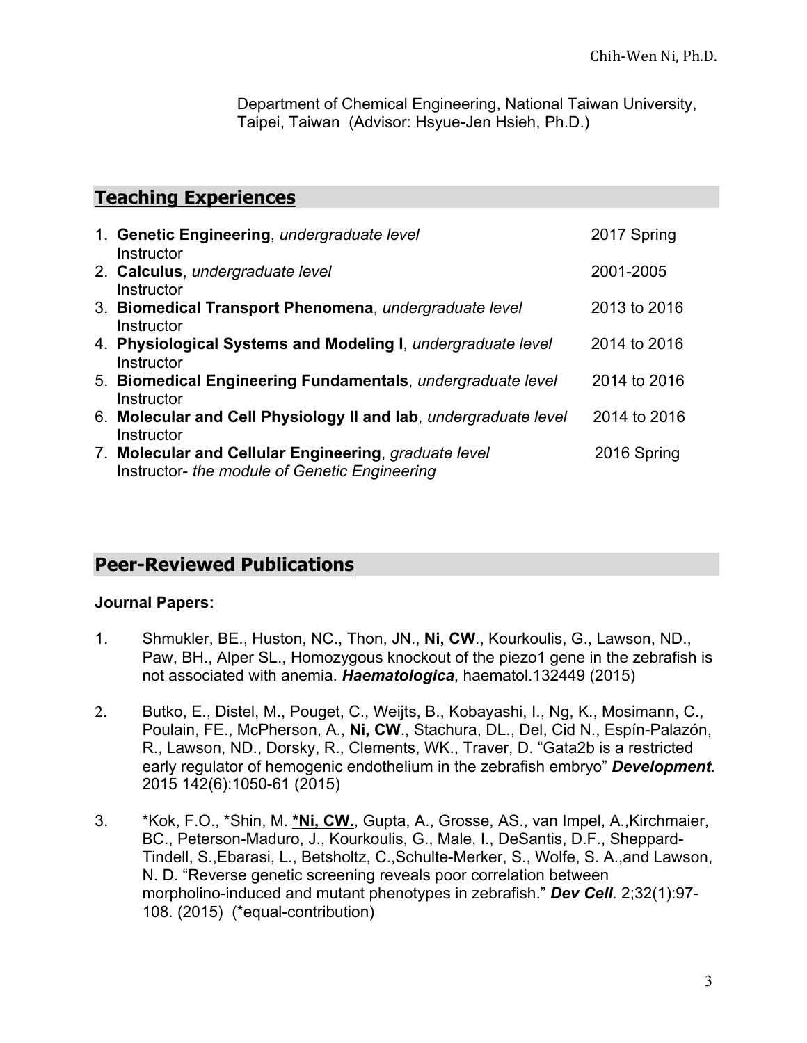Department of Chemical Engineering, National Taiwan University, Taipei, Taiwan (Advisor: Hsyue-Jen Hsieh, Ph.D.)

## Teaching Experiences

1. **Genetic Engineering**, *undergraduate level* — 2017 Spring
   Instructor
2. **Calculus**, *undergraduate level* — 2001-2005
   Instructor
3. **Biomedical Transport Phenomena**, *undergraduate level* — 2013 to 2016
   Instructor
4. **Physiological Systems and Modeling I**, *undergraduate level* — 2014 to 2016
   Instructor
5. **Biomedical Engineering Fundamentals**, *undergraduate level* — 2014 to 2016
   Instructor
6. **Molecular and Cell Physiology II and lab**, *undergraduate level* — 2014 to 2016
   Instructor
7. **Molecular and Cellular Engineering**, *graduate level* — 2016 Spring
   Instructor- *the module of Genetic Engineering*

## Peer-Reviewed Publications

**Journal Papers:**

1. Shmukler, BE., Huston, NC., Thon, JN., **Ni, CW**., Kourkoulis, G., Lawson, ND., Paw, BH., Alper SL., Homozygous knockout of the piezo1 gene in the zebrafish is not associated with anemia. ***Haematologica***, haematol.132449 (2015)

2. Butko, E., Distel, M., Pouget, C., Weijts, B., Kobayashi, I., Ng, K., Mosimann, C., Poulain, FE., McPherson, A., **Ni, CW**., Stachura, DL., Del, Cid N., Espín-Palazón, R., Lawson, ND., Dorsky, R., Clements, WK., Traver, D. "Gata2b is a restricted early regulator of hemogenic endothelium in the zebrafish embryo" ***Development***. 2015 142(6):1050-61 (2015)

3. *Kok, F.O., *Shin, M. ***Ni, CW.**, Gupta, A., Grosse, AS., van Impel, A.,Kirchmaier, BC., Peterson-Maduro, J., Kourkoulis, G., Male, I., DeSantis, D.F., Sheppard-Tindell, S.,Ebarasi, L., Betsholtz, C.,Schulte-Merker, S., Wolfe, S. A.,and Lawson, N. D. "Reverse genetic screening reveals poor correlation between morpholino-induced and mutant phenotypes in zebrafish." ***Dev Cell***. 2;32(1):97-108. (2015) (*equal-contribution)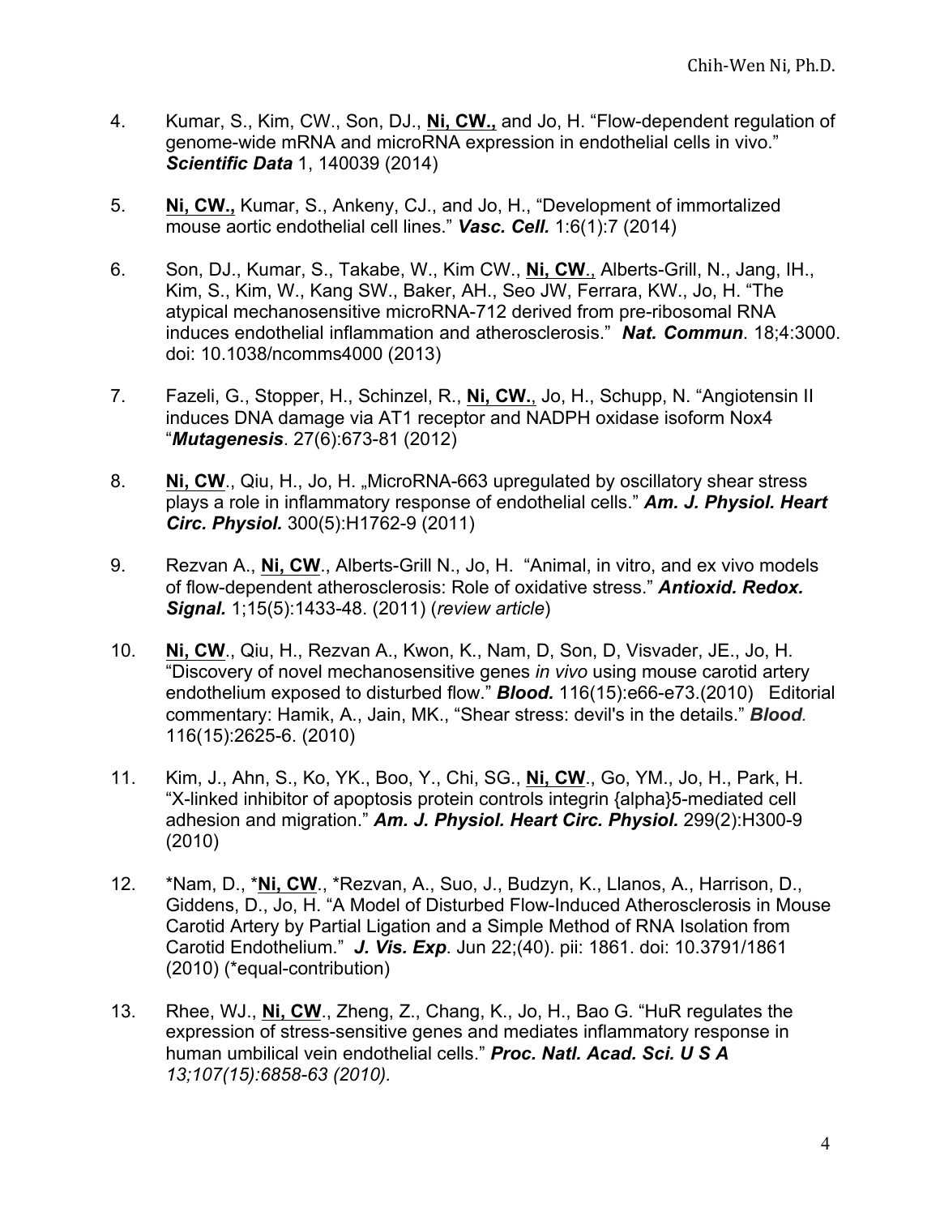4. Kumar, S., Kim, CW., Son, DJ., **<u>Ni, CW.,</u>** and Jo, H. “Flow-dependent regulation of genome-wide mRNA and microRNA expression in endothelial cells in vivo.” ***Scientific Data*** 1, 140039 (2014)

5. **<u>Ni, CW.,</u>** Kumar, S., Ankeny, CJ., and Jo, H., “Development of immortalized mouse aortic endothelial cell lines.” ***Vasc. Cell.*** 1:6(1):7 (2014)

6. Son, DJ., Kumar, S., Takabe, W., Kim CW., **<u>Ni, CW</u>**., Alberts-Grill, N., Jang, IH., Kim, S., Kim, W., Kang SW., Baker, AH., Seo JW, Ferrara, KW., Jo, H. “The atypical mechanosensitive microRNA-712 derived from pre-ribosomal RNA induces endothelial inflammation and atherosclerosis.” ***Nat. Commun***. 18;4:3000. doi: 10.1038/ncomms4000 (2013)

7. Fazeli, G., Stopper, H., Schinzel, R., **<u>Ni, CW.</u>**, Jo, H., Schupp, N. “Angiotensin II induces DNA damage via AT1 receptor and NADPH oxidase isoform Nox4 “***Mutagenesis***. 27(6):673-81 (2012)

8. **<u>Ni, CW</u>**., Qiu, H., Jo, H. „MicroRNA-663 upregulated by oscillatory shear stress plays a role in inflammatory response of endothelial cells.” ***Am. J. Physiol. Heart Circ. Physiol.*** 300(5):H1762-9 (2011)

9. Rezvan A., **<u>Ni, CW</u>**., Alberts-Grill N., Jo, H. “Animal, in vitro, and ex vivo models of flow-dependent atherosclerosis: Role of oxidative stress.” ***Antioxid. Redox. Signal.*** 1;15(5):1433-48. (2011) (*review article*)

10. **<u>Ni, CW</u>**., Qiu, H., Rezvan A., Kwon, K., Nam, D, Son, D, Visvader, JE., Jo, H. “Discovery of novel mechanosensitive genes *in vivo* using mouse carotid artery endothelium exposed to disturbed flow.” ***Blood.*** 116(15):e66-e73.(2010) Editorial commentary: Hamik, A., Jain, MK., “Shear stress: devil's in the details.” ***Blood***. 116(15):2625-6. (2010)

11. Kim, J., Ahn, S., Ko, YK., Boo, Y., Chi, SG., **<u>Ni, CW</u>**., Go, YM., Jo, H., Park, H. “X-linked inhibitor of apoptosis protein controls integrin {alpha}5-mediated cell adhesion and migration.” ***Am. J. Physiol. Heart Circ. Physiol.*** 299(2):H300-9 (2010)

12. *Nam, D., ***<u>Ni, CW</u>**., *Rezvan, A., Suo, J., Budzyn, K., Llanos, A., Harrison, D., Giddens, D., Jo, H. “A Model of Disturbed Flow-Induced Atherosclerosis in Mouse Carotid Artery by Partial Ligation and a Simple Method of RNA Isolation from Carotid Endothelium.” ***J. Vis. Exp***. Jun 22;(40). pii: 1861. doi: 10.3791/1861 (2010) (*equal-contribution)

13. Rhee, WJ., **<u>Ni, CW</u>**., Zheng, Z., Chang, K., Jo, H., Bao G. “HuR regulates the expression of stress-sensitive genes and mediates inflammatory response in human umbilical vein endothelial cells.” ***Proc. Natl. Acad. Sci. U S A*** *13;107(15):6858-63 (2010).*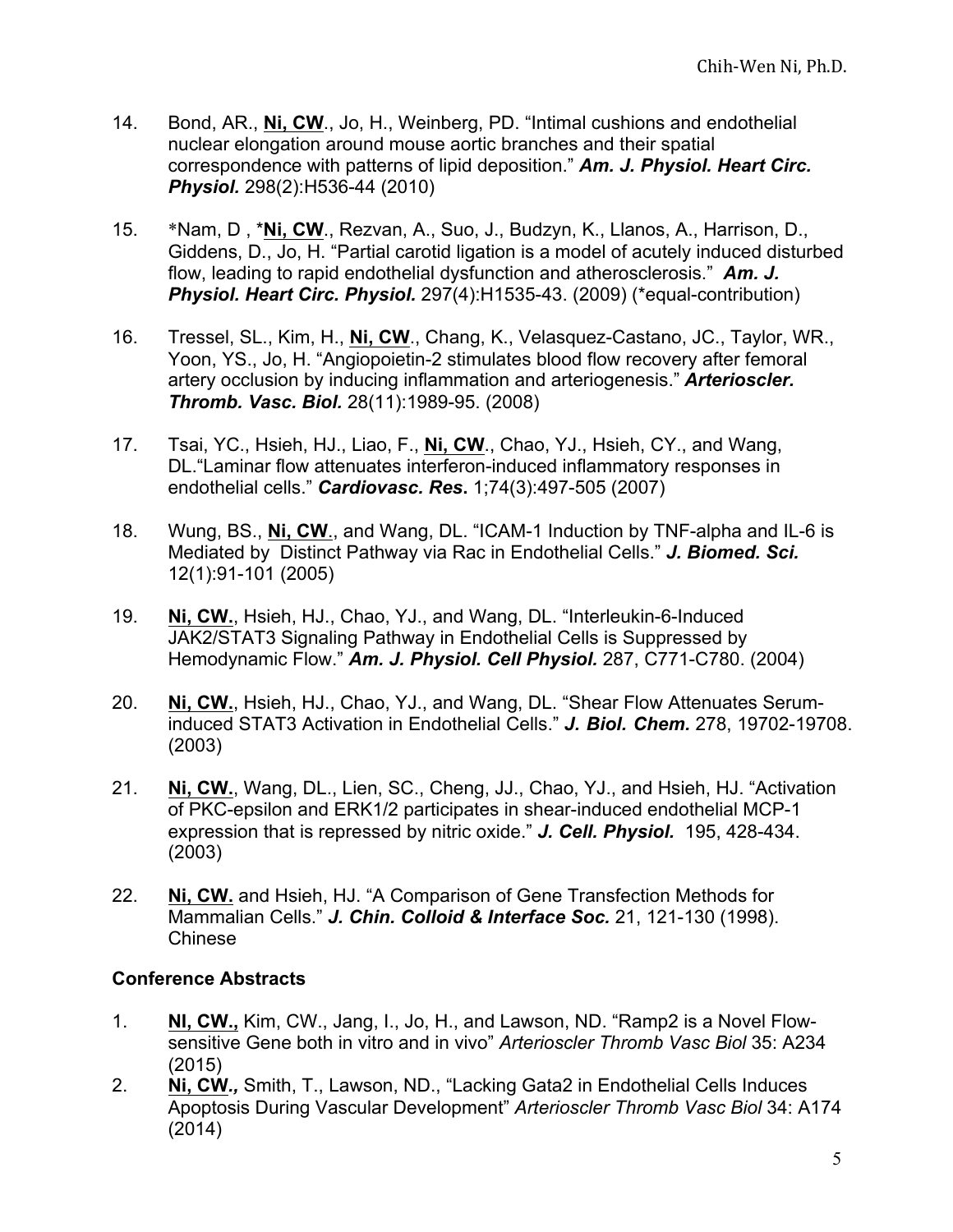14. Bond, AR., **Ni, CW**., Jo, H., Weinberg, PD. “Intimal cushions and endothelial nuclear elongation around mouse aortic branches and their spatial correspondence with patterns of lipid deposition.” ***Am. J. Physiol. Heart Circ. Physiol.*** 298(2):H536-44 (2010)

15. *Nam, D , ***Ni, CW**., Rezvan, A., Suo, J., Budzyn, K., Llanos, A., Harrison, D., Giddens, D., Jo, H. “Partial carotid ligation is a model of acutely induced disturbed flow, leading to rapid endothelial dysfunction and atherosclerosis.” ***Am. J. Physiol. Heart Circ. Physiol.*** 297(4):H1535-43. (2009) (*equal-contribution)

16. Tressel, SL., Kim, H., **Ni, CW**., Chang, K., Velasquez-Castano, JC., Taylor, WR., Yoon, YS., Jo, H. “Angiopoietin-2 stimulates blood flow recovery after femoral artery occlusion by inducing inflammation and arteriogenesis.” ***Arterioscler. Thromb. Vasc. Biol.*** 28(11):1989-95. (2008)

17. Tsai, YC., Hsieh, HJ., Liao, F., **Ni, CW**., Chao, YJ., Hsieh, CY., and Wang, DL.“Laminar flow attenuates interferon-induced inflammatory responses in endothelial cells.” ***Cardiovasc. Res.*** 1;74(3):497-505 (2007)

18. Wung, BS., **Ni, CW**., and Wang, DL. “ICAM-1 Induction by TNF-alpha and IL-6 is Mediated by Distinct Pathway via Rac in Endothelial Cells.” ***J. Biomed. Sci.*** 12(1):91-101 (2005)

19. **Ni, CW.**, Hsieh, HJ., Chao, YJ., and Wang, DL. “Interleukin-6-Induced JAK2/STAT3 Signaling Pathway in Endothelial Cells is Suppressed by Hemodynamic Flow.” ***Am. J. Physiol. Cell Physiol.*** 287, C771-C780. (2004)

20. **Ni, CW.**, Hsieh, HJ., Chao, YJ., and Wang, DL. “Shear Flow Attenuates Serum-induced STAT3 Activation in Endothelial Cells.” ***J. Biol. Chem.*** 278, 19702-19708. (2003)

21. **Ni, CW.**, Wang, DL., Lien, SC., Cheng, JJ., Chao, YJ., and Hsieh, HJ. “Activation of PKC-epsilon and ERK1/2 participates in shear-induced endothelial MCP-1 expression that is repressed by nitric oxide.” ***J. Cell. Physiol.*** 195, 428-434. (2003)

22. **Ni, CW.** and Hsieh, HJ. “A Comparison of Gene Transfection Methods for Mammalian Cells.” ***J. Chin. Colloid & Interface Soc.*** 21, 121-130 (1998). Chinese

### Conference Abstracts

1. **NI, CW.,** Kim, CW., Jang, I., Jo, H., and Lawson, ND. “Ramp2 is a Novel Flow-sensitive Gene both in vitro and in vivo” *Arterioscler Thromb Vasc Biol* 35: A234 (2015)
2. **Ni, CW.,** Smith, T., Lawson, ND., “Lacking Gata2 in Endothelial Cells Induces Apoptosis During Vascular Development” *Arterioscler Thromb Vasc Biol* 34: A174 (2014)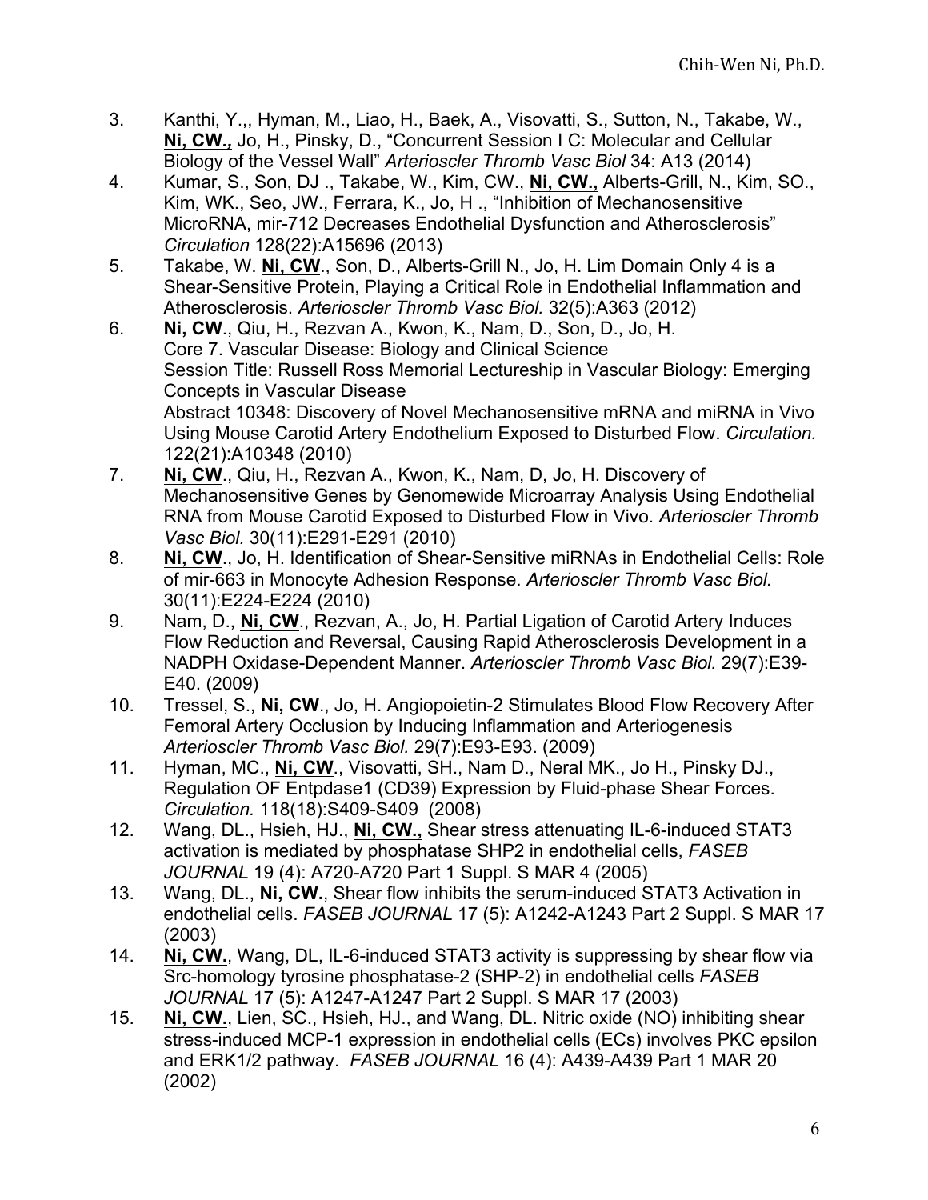3. Kanthi, Y.,, Hyman, M., Liao, H., Baek, A., Visovatti, S., Sutton, N., Takabe, W., **Ni, CW.,** Jo, H., Pinsky, D., "Concurrent Session I C: Molecular and Cellular Biology of the Vessel Wall" *Arterioscler Thromb Vasc Biol* 34: A13 (2014)
4. Kumar, S., Son, DJ ., Takabe, W., Kim, CW., **Ni, CW.,** Alberts-Grill, N., Kim, SO., Kim, WK., Seo, JW., Ferrara, K., Jo, H ., "Inhibition of Mechanosensitive MicroRNA, mir-712 Decreases Endothelial Dysfunction and Atherosclerosis" *Circulation* 128(22):A15696 (2013)
5. Takabe, W. **Ni, CW**., Son, D., Alberts-Grill N., Jo, H. Lim Domain Only 4 is a Shear-Sensitive Protein, Playing a Critical Role in Endothelial Inflammation and Atherosclerosis. *Arterioscler Thromb Vasc Biol.* 32(5):A363 (2012)
6. **Ni, CW**., Qiu, H., Rezvan A., Kwon, K., Nam, D., Son, D., Jo, H.
   Core 7. Vascular Disease: Biology and Clinical Science
   Session Title: Russell Ross Memorial Lectureship in Vascular Biology: Emerging Concepts in Vascular Disease
   Abstract 10348: Discovery of Novel Mechanosensitive mRNA and miRNA in Vivo Using Mouse Carotid Artery Endothelium Exposed to Disturbed Flow. *Circulation.* 122(21):A10348 (2010)
7. **Ni, CW**., Qiu, H., Rezvan A., Kwon, K., Nam, D, Jo, H. Discovery of Mechanosensitive Genes by Genomewide Microarray Analysis Using Endothelial RNA from Mouse Carotid Exposed to Disturbed Flow in Vivo. *Arterioscler Thromb Vasc Biol.* 30(11):E291-E291 (2010)
8. **Ni, CW**., Jo, H. Identification of Shear-Sensitive miRNAs in Endothelial Cells: Role of mir-663 in Monocyte Adhesion Response. *Arterioscler Thromb Vasc Biol.* 30(11):E224-E224 (2010)
9. Nam, D., **Ni, CW**., Rezvan, A., Jo, H. Partial Ligation of Carotid Artery Induces Flow Reduction and Reversal, Causing Rapid Atherosclerosis Development in a NADPH Oxidase-Dependent Manner. *Arterioscler Thromb Vasc Biol.* 29(7):E39-E40. (2009)
10. Tressel, S., **Ni, CW**., Jo, H. Angiopoietin-2 Stimulates Blood Flow Recovery After Femoral Artery Occlusion by Inducing Inflammation and Arteriogenesis *Arterioscler Thromb Vasc Biol.* 29(7):E93-E93. (2009)
11. Hyman, MC., **Ni, CW**., Visovatti, SH., Nam D., Neral MK., Jo H., Pinsky DJ., Regulation OF Entpdase1 (CD39) Expression by Fluid-phase Shear Forces. *Circulation.* 118(18):S409-S409 (2008)
12. Wang, DL., Hsieh, HJ., **Ni, CW.,** Shear stress attenuating IL-6-induced STAT3 activation is mediated by phosphatase SHP2 in endothelial cells, *FASEB JOURNAL* 19 (4): A720-A720 Part 1 Suppl. S MAR 4 (2005)
13. Wang, DL., **Ni, CW.**, Shear flow inhibits the serum-induced STAT3 Activation in endothelial cells. *FASEB JOURNAL* 17 (5): A1242-A1243 Part 2 Suppl. S MAR 17 (2003)
14. **Ni, CW.**, Wang, DL, IL-6-induced STAT3 activity is suppressing by shear flow via Src-homology tyrosine phosphatase-2 (SHP-2) in endothelial cells *FASEB JOURNAL* 17 (5): A1247-A1247 Part 2 Suppl. S MAR 17 (2003)
15. **Ni, CW.**, Lien, SC., Hsieh, HJ., and Wang, DL. Nitric oxide (NO) inhibiting shear stress-induced MCP-1 expression in endothelial cells (ECs) involves PKC epsilon and ERK1/2 pathway. *FASEB JOURNAL* 16 (4): A439-A439 Part 1 MAR 20 (2002)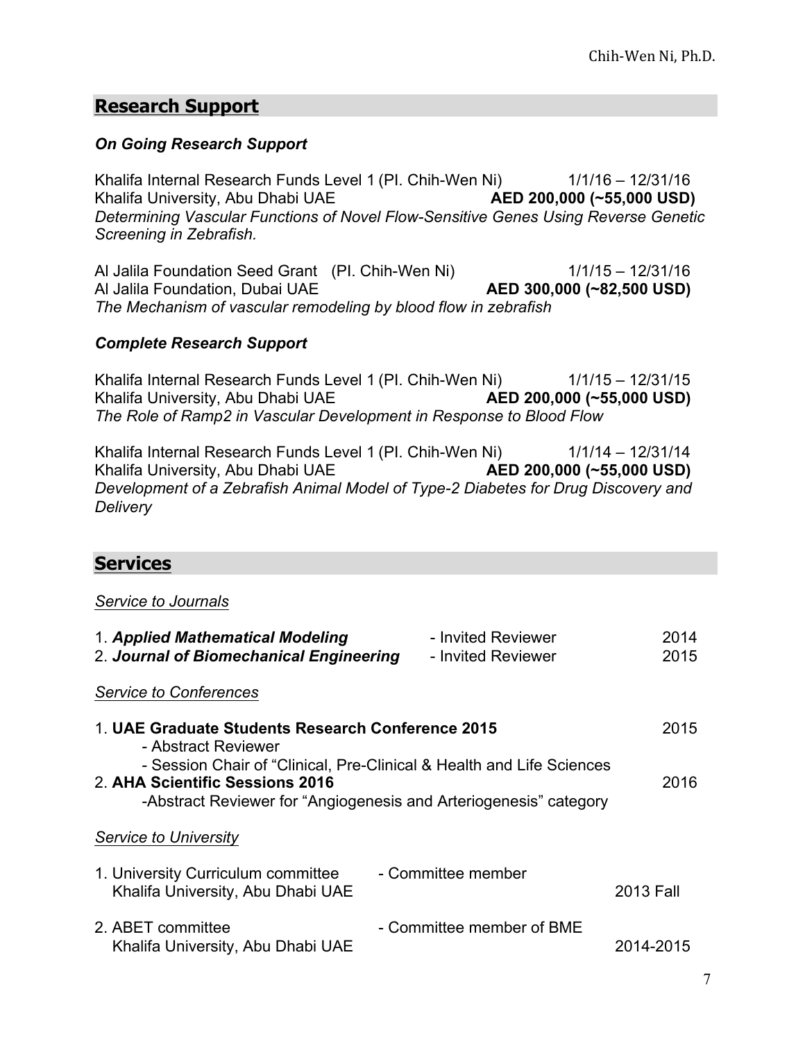## Research Support

***On Going Research Support***

Khalifa Internal Research Funds Level 1 (PI. Chih-Wen Ni) 1/1/16 – 12/31/16
Khalifa University, Abu Dhabi UAE **AED 200,000 (~55,000 USD)**
*Determining Vascular Functions of Novel Flow-Sensitive Genes Using Reverse Genetic Screening in Zebrafish.*

Al Jalila Foundation Seed Grant (PI. Chih-Wen Ni) 1/1/15 – 12/31/16
Al Jalila Foundation, Dubai UAE **AED 300,000 (~82,500 USD)**
*The Mechanism of vascular remodeling by blood flow in zebrafish*

***Complete Research Support***

Khalifa Internal Research Funds Level 1 (PI. Chih-Wen Ni) 1/1/15 – 12/31/15
Khalifa University, Abu Dhabi UAE **AED 200,000 (~55,000 USD)**
*The Role of Ramp2 in Vascular Development in Response to Blood Flow*

Khalifa Internal Research Funds Level 1 (PI. Chih-Wen Ni) 1/1/14 – 12/31/14
Khalifa University, Abu Dhabi UAE **AED 200,000 (~55,000 USD)**
*Development of a Zebrafish Animal Model of Type-2 Diabetes for Drug Discovery and Delivery*

## Services

*Service to Journals*

1. ***Applied Mathematical Modeling*** - Invited Reviewer 2014
2. ***Journal of Biomechanical Engineering*** - Invited Reviewer 2015

*Service to Conferences*

1. **UAE Graduate Students Research Conference 2015** 2015
   - Abstract Reviewer
   - Session Chair of "Clinical, Pre-Clinical & Health and Life Sciences
2. **AHA Scientific Sessions 2016** 2016
   -Abstract Reviewer for "Angiogenesis and Arteriogenesis" category

*Service to University*

1. University Curriculum committee - Committee member
   Khalifa University, Abu Dhabi UAE 2013 Fall
2. ABET committee - Committee member of BME
   Khalifa University, Abu Dhabi UAE 2014-2015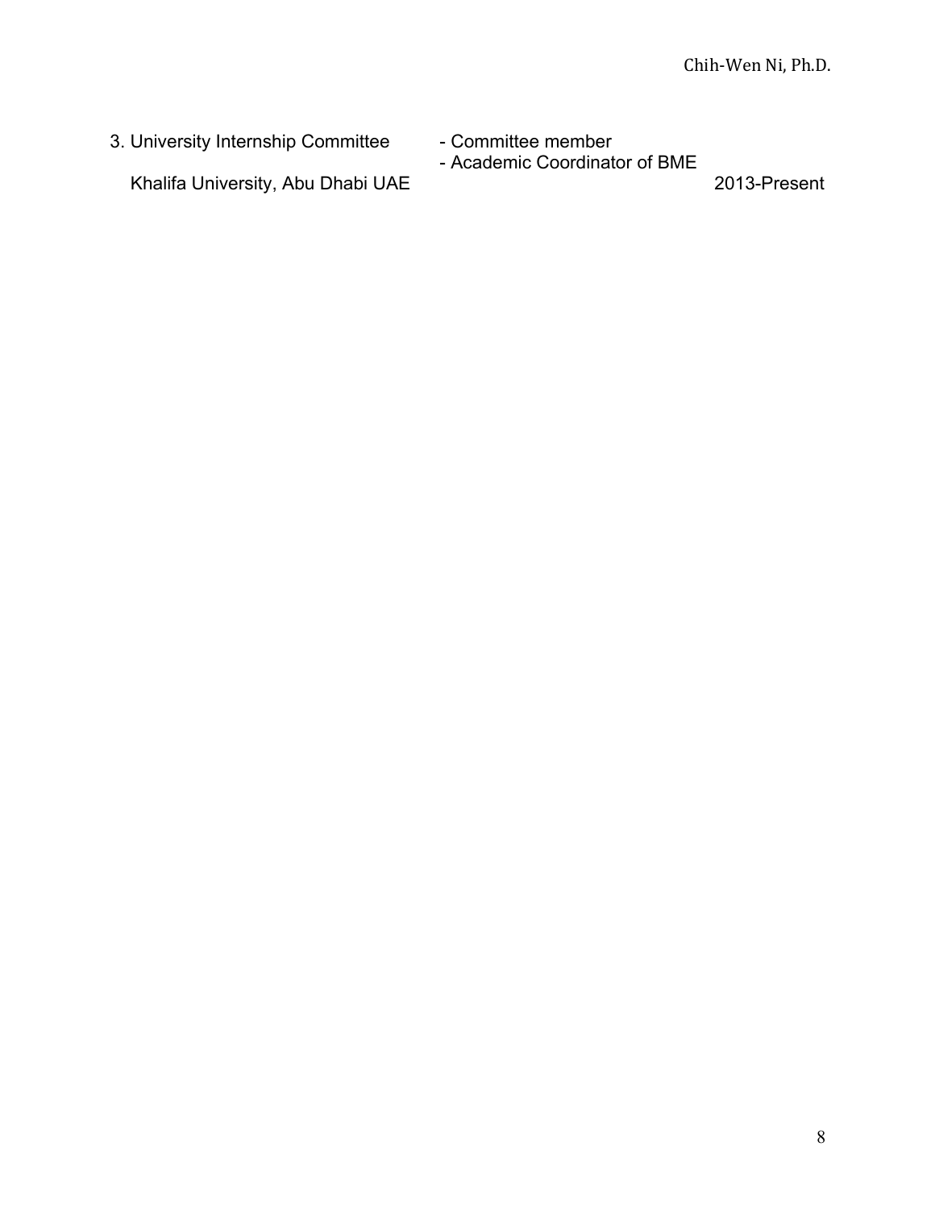3. University Internship Committee - Committee member
   - Academic Coordinator of BME

   Khalifa University, Abu Dhabi UAE 2013-Present